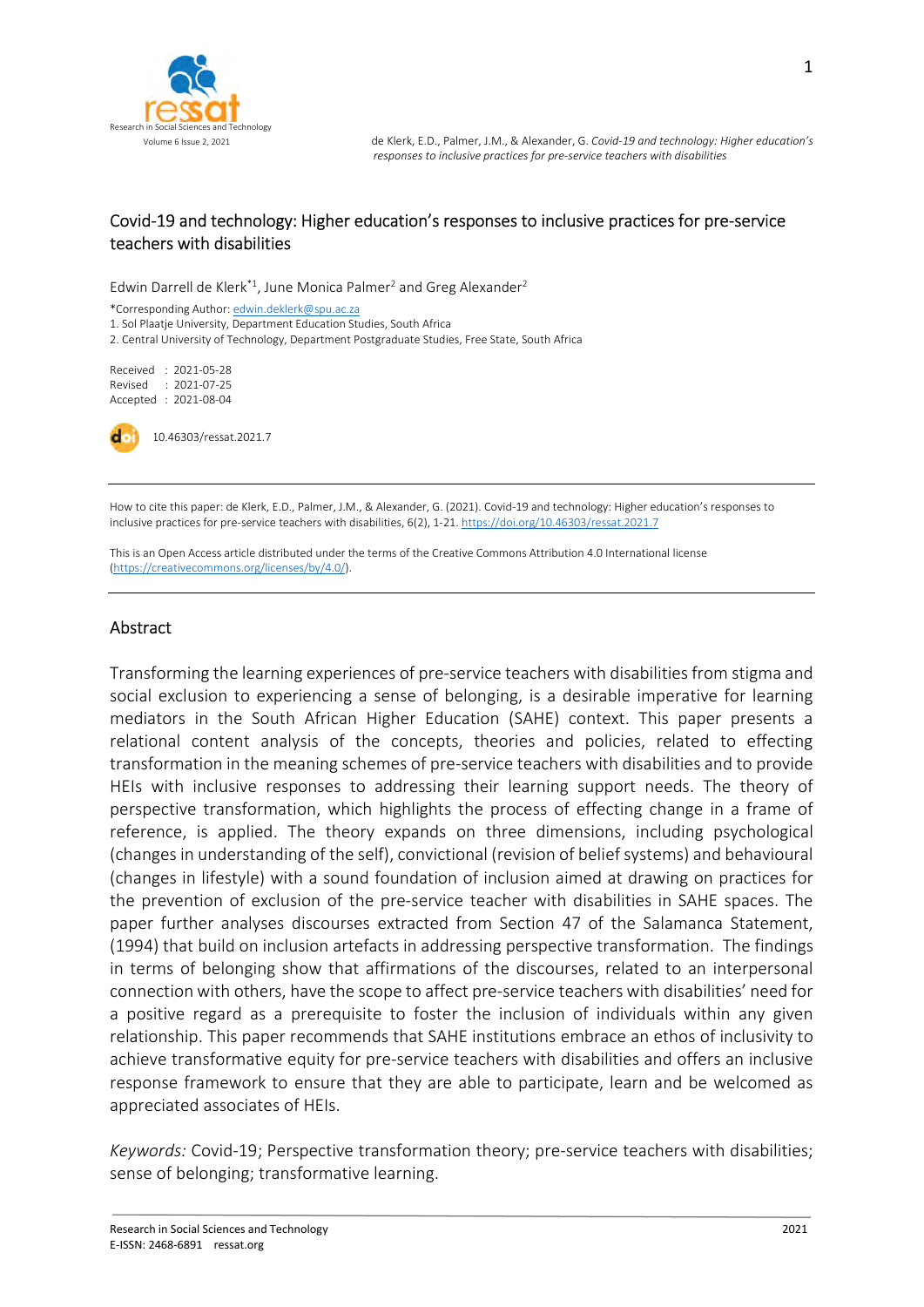# Covid-19 and technology: Higher education's responses to inclusive practices for pre-service teachers with disabilities

Edwin Darrell de Klerk*[1], June Monica Palmer[2] and Greg Alexander[2]

*Corresponding Author: edwin.deklerk@spu.ac.za

1. Sol Plaatje University, Department Education Studies, South Africa
2. Central University of Technology, Department Postgraduate Studies, Free State, South Africa

Received : 2021-05-28
Revised : 2021-07-25
Accepted : 2021-08-04

10.46303/ressat.2021.7

How to cite this paper: de Klerk, E.D., Palmer, J.M., & Alexander, G. (2021). Covid-19 and technology: Higher education's responses to inclusive practices for pre-service teachers with disabilities, 6(2), 1-21. https://doi.org/10.46303/ressat.2021.7

This is an Open Access article distributed under the terms of the Creative Commons Attribution 4.0 International license (https://creativecommons.org/licenses/by/4.0/).

## Abstract

Transforming the learning experiences of pre-service teachers with disabilities from stigma and social exclusion to experiencing a sense of belonging, is a desirable imperative for learning mediators in the South African Higher Education (SAHE) context. This paper presents a relational content analysis of the concepts, theories and policies, related to effecting transformation in the meaning schemes of pre-service teachers with disabilities and to provide HEIs with inclusive responses to addressing their learning support needs. The theory of perspective transformation, which highlights the process of effecting change in a frame of reference, is applied. The theory expands on three dimensions, including psychological (changes in understanding of the self), convictional (revision of belief systems) and behavioural (changes in lifestyle) with a sound foundation of inclusion aimed at drawing on practices for the prevention of exclusion of the pre-service teacher with disabilities in SAHE spaces. The paper further analyses discourses extracted from Section 47 of the Salamanca Statement, (1994) that build on inclusion artefacts in addressing perspective transformation. The findings in terms of belonging show that affirmations of the discourses, related to an interpersonal connection with others, have the scope to affect pre-service teachers with disabilities' need for a positive regard as a prerequisite to foster the inclusion of individuals within any given relationship. This paper recommends that SAHE institutions embrace an ethos of inclusivity to achieve transformative equity for pre-service teachers with disabilities and offers an inclusive response framework to ensure that they are able to participate, learn and be welcomed as appreciated associates of HEIs.

*Keywords:* Covid-19; Perspective transformation theory; pre-service teachers with disabilities; sense of belonging; transformative learning.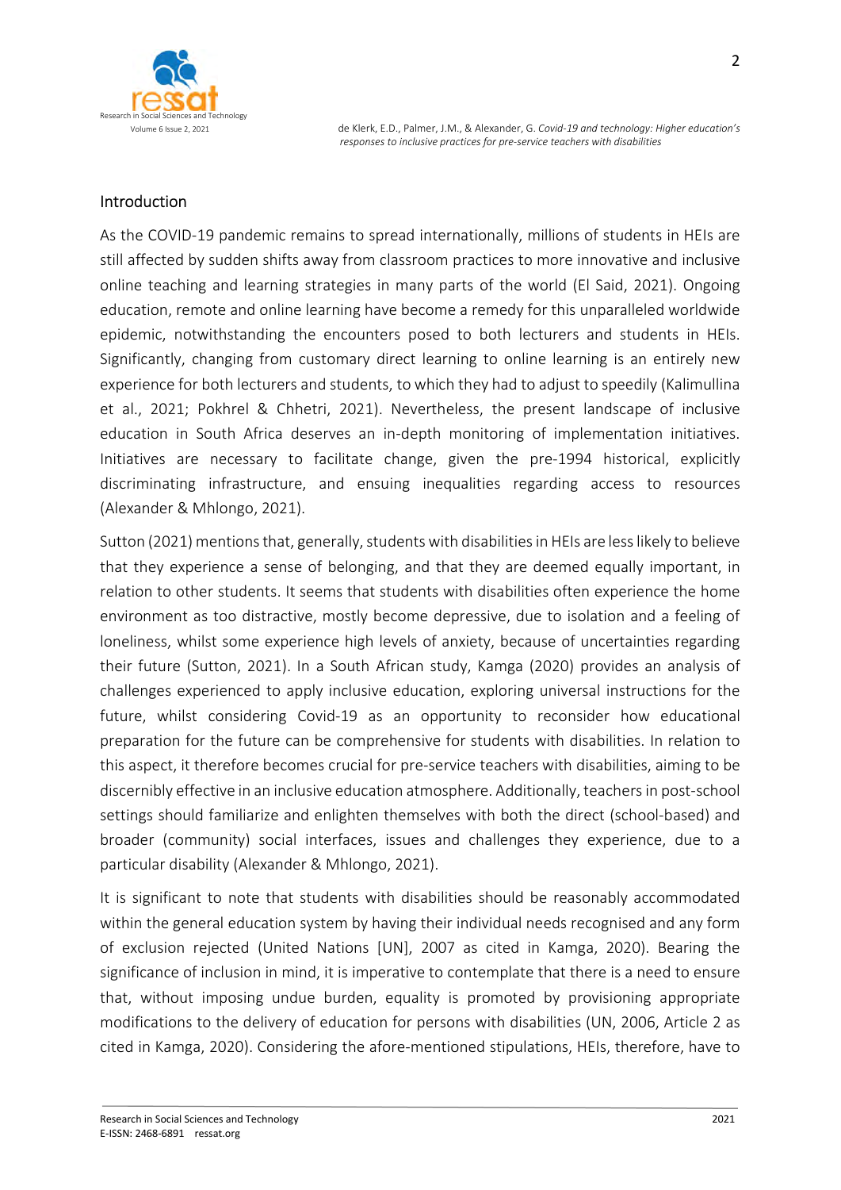## Introduction

As the COVID-19 pandemic remains to spread internationally, millions of students in HEIs are still affected by sudden shifts away from classroom practices to more innovative and inclusive online teaching and learning strategies in many parts of the world (El Said, 2021). Ongoing education, remote and online learning have become a remedy for this unparalleled worldwide epidemic, notwithstanding the encounters posed to both lecturers and students in HEIs. Significantly, changing from customary direct learning to online learning is an entirely new experience for both lecturers and students, to which they had to adjust to speedily (Kalimullina et al., 2021; Pokhrel & Chhetri, 2021). Nevertheless, the present landscape of inclusive education in South Africa deserves an in-depth monitoring of implementation initiatives. Initiatives are necessary to facilitate change, given the pre-1994 historical, explicitly discriminating infrastructure, and ensuing inequalities regarding access to resources (Alexander & Mhlongo, 2021).

Sutton (2021) mentions that, generally, students with disabilities in HEIs are less likely to believe that they experience a sense of belonging, and that they are deemed equally important, in relation to other students. It seems that students with disabilities often experience the home environment as too distractive, mostly become depressive, due to isolation and a feeling of loneliness, whilst some experience high levels of anxiety, because of uncertainties regarding their future (Sutton, 2021). In a South African study, Kamga (2020) provides an analysis of challenges experienced to apply inclusive education, exploring universal instructions for the future, whilst considering Covid-19 as an opportunity to reconsider how educational preparation for the future can be comprehensive for students with disabilities. In relation to this aspect, it therefore becomes crucial for pre-service teachers with disabilities, aiming to be discernibly effective in an inclusive education atmosphere. Additionally, teachers in post-school settings should familiarize and enlighten themselves with both the direct (school-based) and broader (community) social interfaces, issues and challenges they experience, due to a particular disability (Alexander & Mhlongo, 2021).

It is significant to note that students with disabilities should be reasonably accommodated within the general education system by having their individual needs recognised and any form of exclusion rejected (United Nations [UN], 2007 as cited in Kamga, 2020). Bearing the significance of inclusion in mind, it is imperative to contemplate that there is a need to ensure that, without imposing undue burden, equality is promoted by provisioning appropriate modifications to the delivery of education for persons with disabilities (UN, 2006, Article 2 as cited in Kamga, 2020). Considering the afore-mentioned stipulations, HEIs, therefore, have to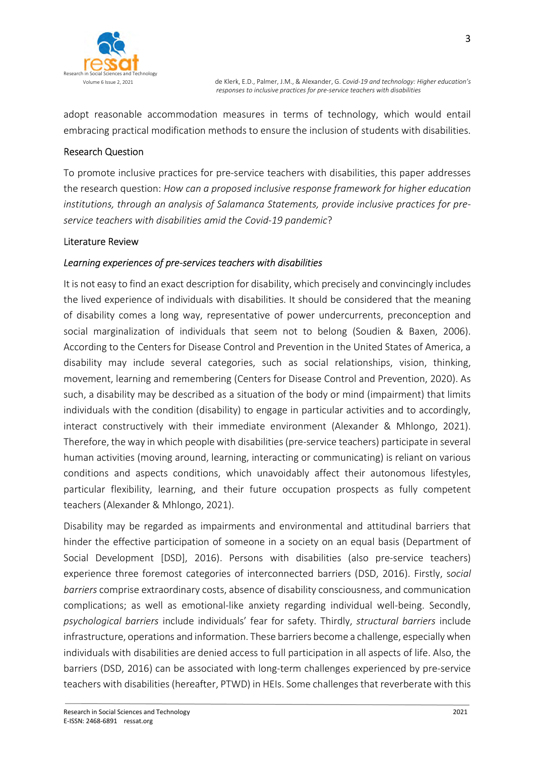adopt reasonable accommodation measures in terms of technology, which would entail embracing practical modification methods to ensure the inclusion of students with disabilities.

## Research Question

To promote inclusive practices for pre-service teachers with disabilities, this paper addresses the research question: *How can a proposed inclusive response framework for higher education institutions, through an analysis of Salamanca Statements, provide inclusive practices for pre-service teachers with disabilities amid the Covid-19 pandemic*?

## Literature Review

### *Learning experiences of pre-services teachers with disabilities*

It is not easy to find an exact description for disability, which precisely and convincingly includes the lived experience of individuals with disabilities. It should be considered that the meaning of disability comes a long way, representative of power undercurrents, preconception and social marginalization of individuals that seem not to belong (Soudien & Baxen, 2006). According to the Centers for Disease Control and Prevention in the United States of America, a disability may include several categories, such as social relationships, vision, thinking, movement, learning and remembering (Centers for Disease Control and Prevention, 2020). As such, a disability may be described as a situation of the body or mind (impairment) that limits individuals with the condition (disability) to engage in particular activities and to accordingly, interact constructively with their immediate environment (Alexander & Mhlongo, 2021). Therefore, the way in which people with disabilities (pre-service teachers) participate in several human activities (moving around, learning, interacting or communicating) is reliant on various conditions and aspects conditions, which unavoidably affect their autonomous lifestyles, particular flexibility, learning, and their future occupation prospects as fully competent teachers (Alexander & Mhlongo, 2021).

Disability may be regarded as impairments and environmental and attitudinal barriers that hinder the effective participation of someone in a society on an equal basis (Department of Social Development [DSD], 2016). Persons with disabilities (also pre-service teachers) experience three foremost categories of interconnected barriers (DSD, 2016). Firstly, s*ocial barriers* comprise extraordinary costs, absence of disability consciousness, and communication complications; as well as emotional-like anxiety regarding individual well-being. Secondly, *psychological barriers* include individuals' fear for safety. Thirdly, *structural barriers* include infrastructure, operations and information. These barriers become a challenge, especially when individuals with disabilities are denied access to full participation in all aspects of life. Also, the barriers (DSD, 2016) can be associated with long-term challenges experienced by pre-service teachers with disabilities (hereafter, PTWD) in HEIs. Some challenges that reverberate with this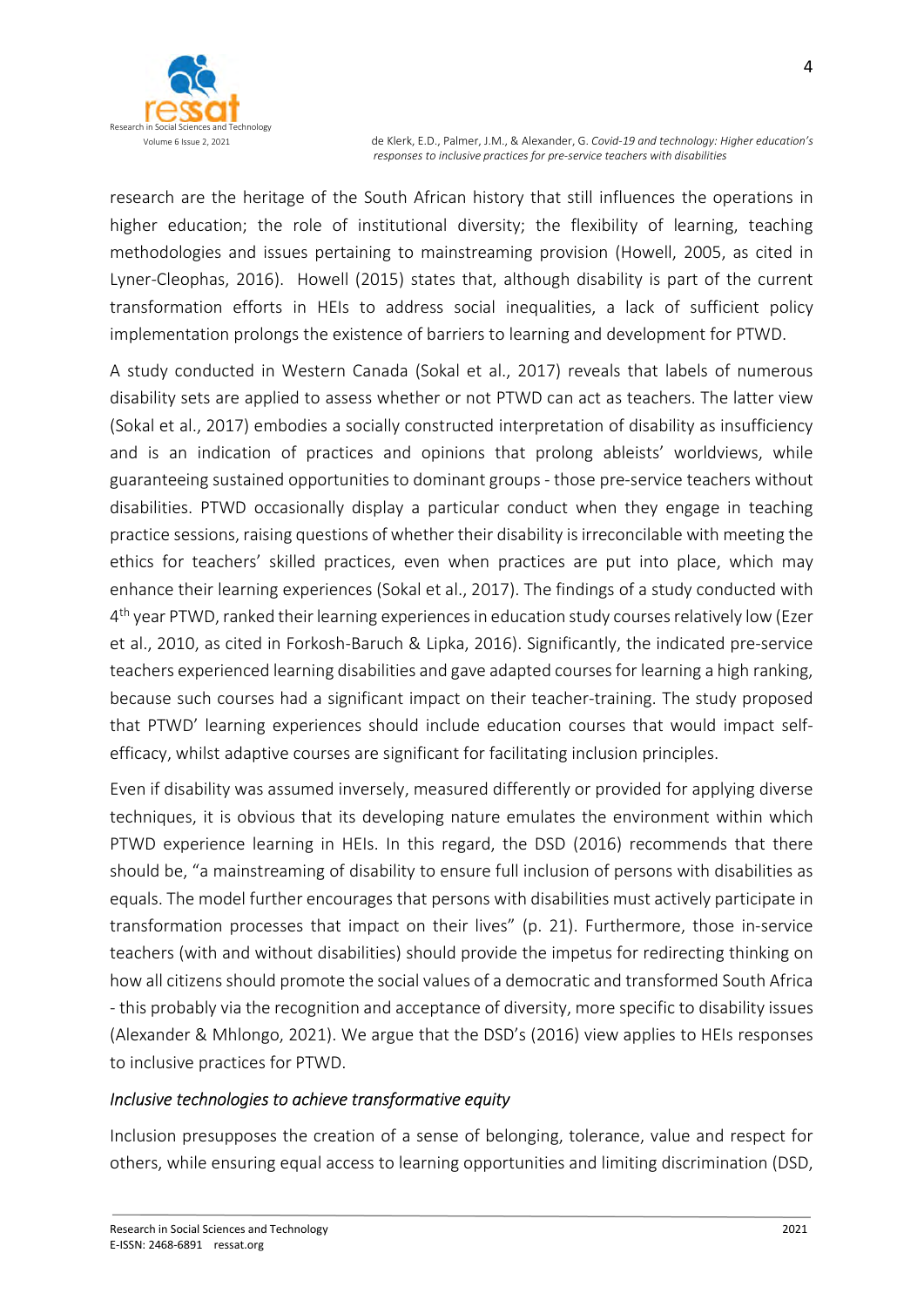research are the heritage of the South African history that still influences the operations in higher education; the role of institutional diversity; the flexibility of learning, teaching methodologies and issues pertaining to mainstreaming provision (Howell, 2005, as cited in Lyner-Cleophas, 2016). Howell (2015) states that, although disability is part of the current transformation efforts in HEIs to address social inequalities, a lack of sufficient policy implementation prolongs the existence of barriers to learning and development for PTWD.

A study conducted in Western Canada (Sokal et al., 2017) reveals that labels of numerous disability sets are applied to assess whether or not PTWD can act as teachers. The latter view (Sokal et al., 2017) embodies a socially constructed interpretation of disability as insufficiency and is an indication of practices and opinions that prolong ableists' worldviews, while guaranteeing sustained opportunities to dominant groups - those pre-service teachers without disabilities. PTWD occasionally display a particular conduct when they engage in teaching practice sessions, raising questions of whether their disability is irreconcilable with meeting the ethics for teachers' skilled practices, even when practices are put into place, which may enhance their learning experiences (Sokal et al., 2017). The findings of a study conducted with 4th year PTWD, ranked their learning experiences in education study courses relatively low (Ezer et al., 2010, as cited in Forkosh-Baruch & Lipka, 2016). Significantly, the indicated pre-service teachers experienced learning disabilities and gave adapted courses for learning a high ranking, because such courses had a significant impact on their teacher-training. The study proposed that PTWD' learning experiences should include education courses that would impact self-efficacy, whilst adaptive courses are significant for facilitating inclusion principles.

Even if disability was assumed inversely, measured differently or provided for applying diverse techniques, it is obvious that its developing nature emulates the environment within which PTWD experience learning in HEIs. In this regard, the DSD (2016) recommends that there should be, "a mainstreaming of disability to ensure full inclusion of persons with disabilities as equals. The model further encourages that persons with disabilities must actively participate in transformation processes that impact on their lives" (p. 21). Furthermore, those in-service teachers (with and without disabilities) should provide the impetus for redirecting thinking on how all citizens should promote the social values of a democratic and transformed South Africa - this probably via the recognition and acceptance of diversity, more specific to disability issues (Alexander & Mhlongo, 2021). We argue that the DSD's (2016) view applies to HEIs responses to inclusive practices for PTWD.

### *Inclusive technologies to achieve transformative equity*

Inclusion presupposes the creation of a sense of belonging, tolerance, value and respect for others, while ensuring equal access to learning opportunities and limiting discrimination (DSD,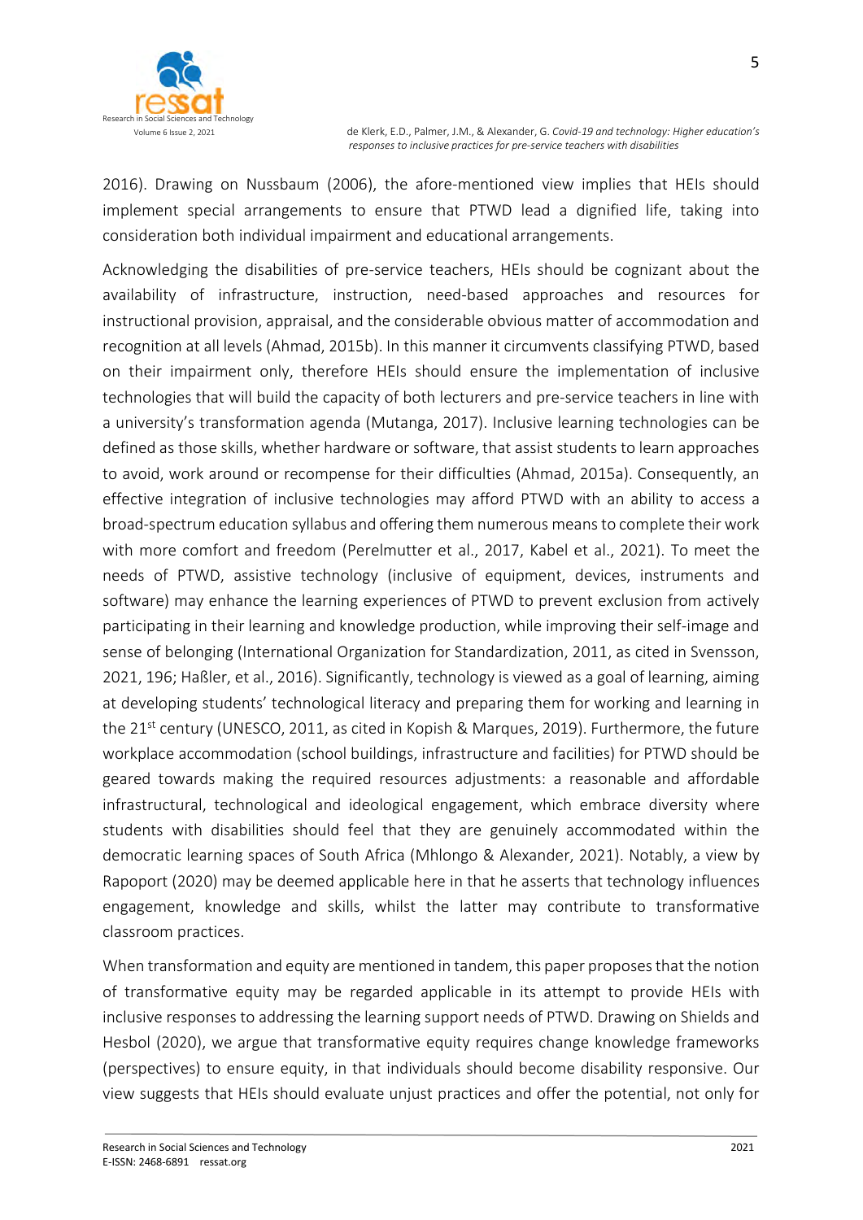2016). Drawing on Nussbaum (2006), the afore-mentioned view implies that HEIs should implement special arrangements to ensure that PTWD lead a dignified life, taking into consideration both individual impairment and educational arrangements.

Acknowledging the disabilities of pre-service teachers, HEIs should be cognizant about the availability of infrastructure, instruction, need-based approaches and resources for instructional provision, appraisal, and the considerable obvious matter of accommodation and recognition at all levels (Ahmad, 2015b). In this manner it circumvents classifying PTWD, based on their impairment only, therefore HEIs should ensure the implementation of inclusive technologies that will build the capacity of both lecturers and pre-service teachers in line with a university's transformation agenda (Mutanga, 2017). Inclusive learning technologies can be defined as those skills, whether hardware or software, that assist students to learn approaches to avoid, work around or recompense for their difficulties (Ahmad, 2015a). Consequently, an effective integration of inclusive technologies may afford PTWD with an ability to access a broad-spectrum education syllabus and offering them numerous means to complete their work with more comfort and freedom (Perelmutter et al., 2017, Kabel et al., 2021). To meet the needs of PTWD, assistive technology (inclusive of equipment, devices, instruments and software) may enhance the learning experiences of PTWD to prevent exclusion from actively participating in their learning and knowledge production, while improving their self-image and sense of belonging (International Organization for Standardization, 2011, as cited in Svensson, 2021, 196; Haßler, et al., 2016). Significantly, technology is viewed as a goal of learning, aiming at developing students' technological literacy and preparing them for working and learning in the 21st century (UNESCO, 2011, as cited in Kopish & Marques, 2019). Furthermore, the future workplace accommodation (school buildings, infrastructure and facilities) for PTWD should be geared towards making the required resources adjustments: a reasonable and affordable infrastructural, technological and ideological engagement, which embrace diversity where students with disabilities should feel that they are genuinely accommodated within the democratic learning spaces of South Africa (Mhlongo & Alexander, 2021). Notably, a view by Rapoport (2020) may be deemed applicable here in that he asserts that technology influences engagement, knowledge and skills, whilst the latter may contribute to transformative classroom practices.

When transformation and equity are mentioned in tandem, this paper proposes that the notion of transformative equity may be regarded applicable in its attempt to provide HEIs with inclusive responses to addressing the learning support needs of PTWD. Drawing on Shields and Hesbol (2020), we argue that transformative equity requires change knowledge frameworks (perspectives) to ensure equity, in that individuals should become disability responsive. Our view suggests that HEIs should evaluate unjust practices and offer the potential, not only for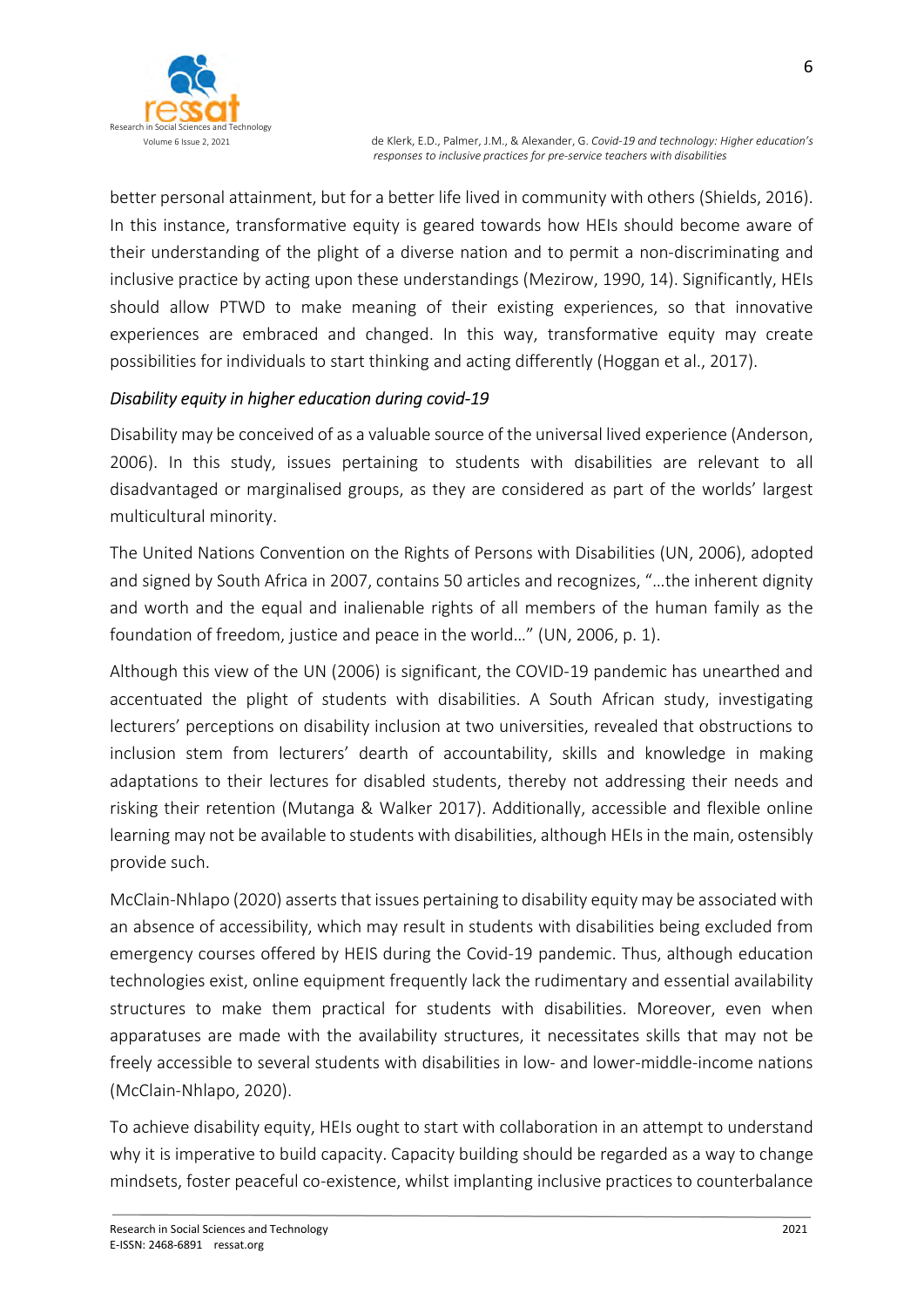better personal attainment, but for a better life lived in community with others (Shields, 2016). In this instance, transformative equity is geared towards how HEIs should become aware of their understanding of the plight of a diverse nation and to permit a non-discriminating and inclusive practice by acting upon these understandings (Mezirow, 1990, 14). Significantly, HEIs should allow PTWD to make meaning of their existing experiences, so that innovative experiences are embraced and changed. In this way, transformative equity may create possibilities for individuals to start thinking and acting differently (Hoggan et al., 2017).

*Disability equity in higher education during covid-19*

Disability may be conceived of as a valuable source of the universal lived experience (Anderson, 2006). In this study, issues pertaining to students with disabilities are relevant to all disadvantaged or marginalised groups, as they are considered as part of the worlds' largest multicultural minority.

The United Nations Convention on the Rights of Persons with Disabilities (UN, 2006), adopted and signed by South Africa in 2007, contains 50 articles and recognizes, "…the inherent dignity and worth and the equal and inalienable rights of all members of the human family as the foundation of freedom, justice and peace in the world…" (UN, 2006, p. 1).

Although this view of the UN (2006) is significant, the COVID-19 pandemic has unearthed and accentuated the plight of students with disabilities. A South African study, investigating lecturers' perceptions on disability inclusion at two universities, revealed that obstructions to inclusion stem from lecturers' dearth of accountability, skills and knowledge in making adaptations to their lectures for disabled students, thereby not addressing their needs and risking their retention (Mutanga & Walker 2017). Additionally, accessible and flexible online learning may not be available to students with disabilities, although HEIs in the main, ostensibly provide such.

McClain-Nhlapo (2020) asserts that issues pertaining to disability equity may be associated with an absence of accessibility, which may result in students with disabilities being excluded from emergency courses offered by HEIS during the Covid-19 pandemic. Thus, although education technologies exist, online equipment frequently lack the rudimentary and essential availability structures to make them practical for students with disabilities. Moreover, even when apparatuses are made with the availability structures, it necessitates skills that may not be freely accessible to several students with disabilities in low- and lower-middle-income nations (McClain-Nhlapo, 2020).

To achieve disability equity, HEIs ought to start with collaboration in an attempt to understand why it is imperative to build capacity. Capacity building should be regarded as a way to change mindsets, foster peaceful co-existence, whilst implanting inclusive practices to counterbalance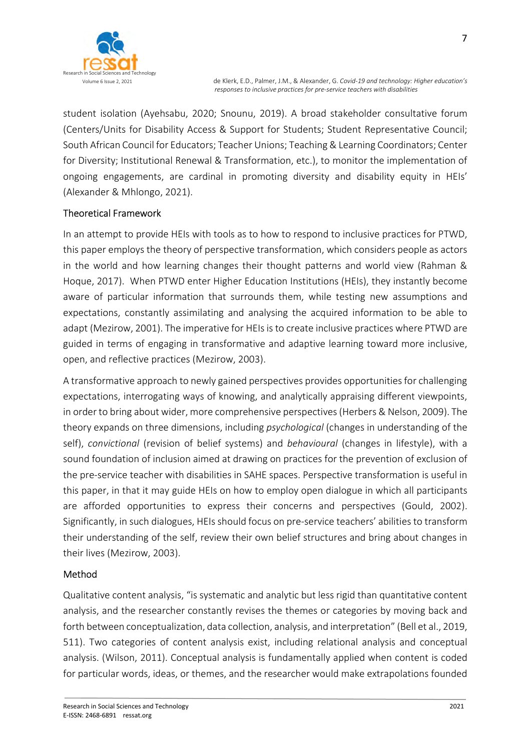student isolation (Ayehsabu, 2020; Snounu, 2019). A broad stakeholder consultative forum (Centers/Units for Disability Access & Support for Students; Student Representative Council; South African Council for Educators; Teacher Unions; Teaching & Learning Coordinators; Center for Diversity; Institutional Renewal & Transformation, etc.), to monitor the implementation of ongoing engagements, are cardinal in promoting diversity and disability equity in HEIs' (Alexander & Mhlongo, 2021).

## Theoretical Framework

In an attempt to provide HEIs with tools as to how to respond to inclusive practices for PTWD, this paper employs the theory of perspective transformation, which considers people as actors in the world and how learning changes their thought patterns and world view (Rahman & Hoque, 2017). When PTWD enter Higher Education Institutions (HEIs), they instantly become aware of particular information that surrounds them, while testing new assumptions and expectations, constantly assimilating and analysing the acquired information to be able to adapt (Mezirow, 2001). The imperative for HEIs is to create inclusive practices where PTWD are guided in terms of engaging in transformative and adaptive learning toward more inclusive, open, and reflective practices (Mezirow, 2003).

A transformative approach to newly gained perspectives provides opportunities for challenging expectations, interrogating ways of knowing, and analytically appraising different viewpoints, in order to bring about wider, more comprehensive perspectives (Herbers & Nelson, 2009). The theory expands on three dimensions, including *psychological* (changes in understanding of the self), *convictional* (revision of belief systems) and *behavioural* (changes in lifestyle), with a sound foundation of inclusion aimed at drawing on practices for the prevention of exclusion of the pre-service teacher with disabilities in SAHE spaces. Perspective transformation is useful in this paper, in that it may guide HEIs on how to employ open dialogue in which all participants are afforded opportunities to express their concerns and perspectives (Gould, 2002). Significantly, in such dialogues, HEIs should focus on pre-service teachers' abilities to transform their understanding of the self, review their own belief structures and bring about changes in their lives (Mezirow, 2003).

## Method

Qualitative content analysis, "is systematic and analytic but less rigid than quantitative content analysis, and the researcher constantly revises the themes or categories by moving back and forth between conceptualization, data collection, analysis, and interpretation" (Bell et al., 2019, 511). Two categories of content analysis exist, including relational analysis and conceptual analysis. (Wilson, 2011). Conceptual analysis is fundamentally applied when content is coded for particular words, ideas, or themes, and the researcher would make extrapolations founded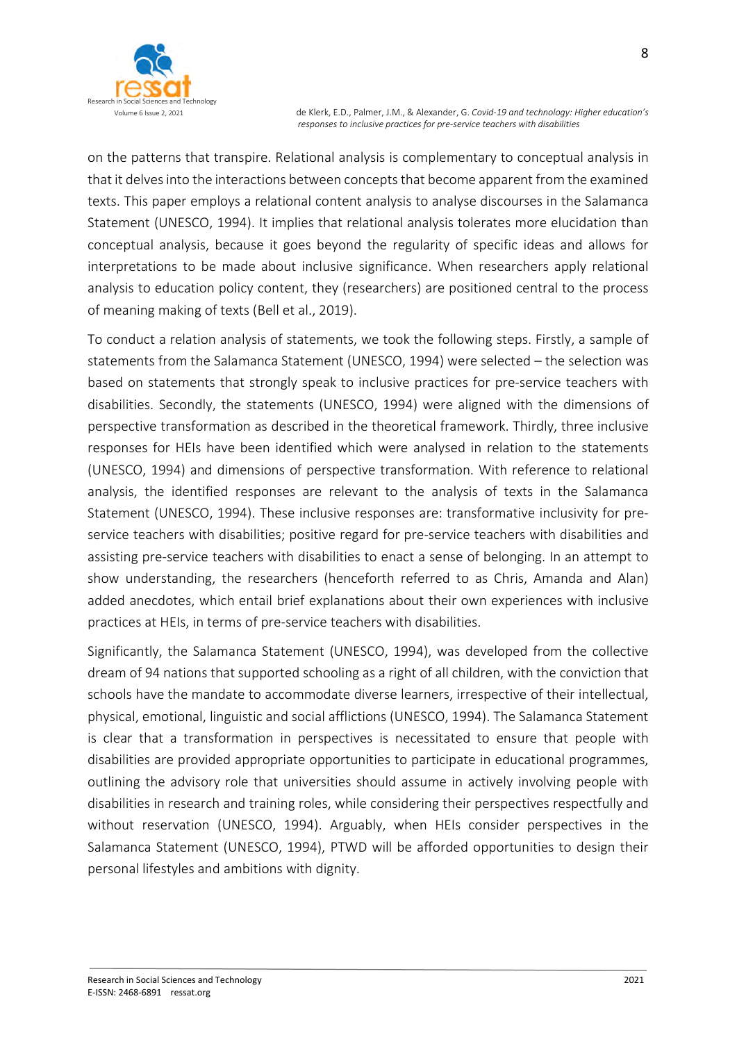on the patterns that transpire. Relational analysis is complementary to conceptual analysis in that it delves into the interactions between concepts that become apparent from the examined texts. This paper employs a relational content analysis to analyse discourses in the Salamanca Statement (UNESCO, 1994). It implies that relational analysis tolerates more elucidation than conceptual analysis, because it goes beyond the regularity of specific ideas and allows for interpretations to be made about inclusive significance. When researchers apply relational analysis to education policy content, they (researchers) are positioned central to the process of meaning making of texts (Bell et al., 2019).

To conduct a relation analysis of statements, we took the following steps. Firstly, a sample of statements from the Salamanca Statement (UNESCO, 1994) were selected – the selection was based on statements that strongly speak to inclusive practices for pre-service teachers with disabilities. Secondly, the statements (UNESCO, 1994) were aligned with the dimensions of perspective transformation as described in the theoretical framework. Thirdly, three inclusive responses for HEIs have been identified which were analysed in relation to the statements (UNESCO, 1994) and dimensions of perspective transformation. With reference to relational analysis, the identified responses are relevant to the analysis of texts in the Salamanca Statement (UNESCO, 1994). These inclusive responses are: transformative inclusivity for pre-service teachers with disabilities; positive regard for pre-service teachers with disabilities and assisting pre-service teachers with disabilities to enact a sense of belonging. In an attempt to show understanding, the researchers (henceforth referred to as Chris, Amanda and Alan) added anecdotes, which entail brief explanations about their own experiences with inclusive practices at HEIs, in terms of pre-service teachers with disabilities.

Significantly, the Salamanca Statement (UNESCO, 1994), was developed from the collective dream of 94 nations that supported schooling as a right of all children, with the conviction that schools have the mandate to accommodate diverse learners, irrespective of their intellectual, physical, emotional, linguistic and social afflictions (UNESCO, 1994). The Salamanca Statement is clear that a transformation in perspectives is necessitated to ensure that people with disabilities are provided appropriate opportunities to participate in educational programmes, outlining the advisory role that universities should assume in actively involving people with disabilities in research and training roles, while considering their perspectives respectfully and without reservation (UNESCO, 1994). Arguably, when HEIs consider perspectives in the Salamanca Statement (UNESCO, 1994), PTWD will be afforded opportunities to design their personal lifestyles and ambitions with dignity.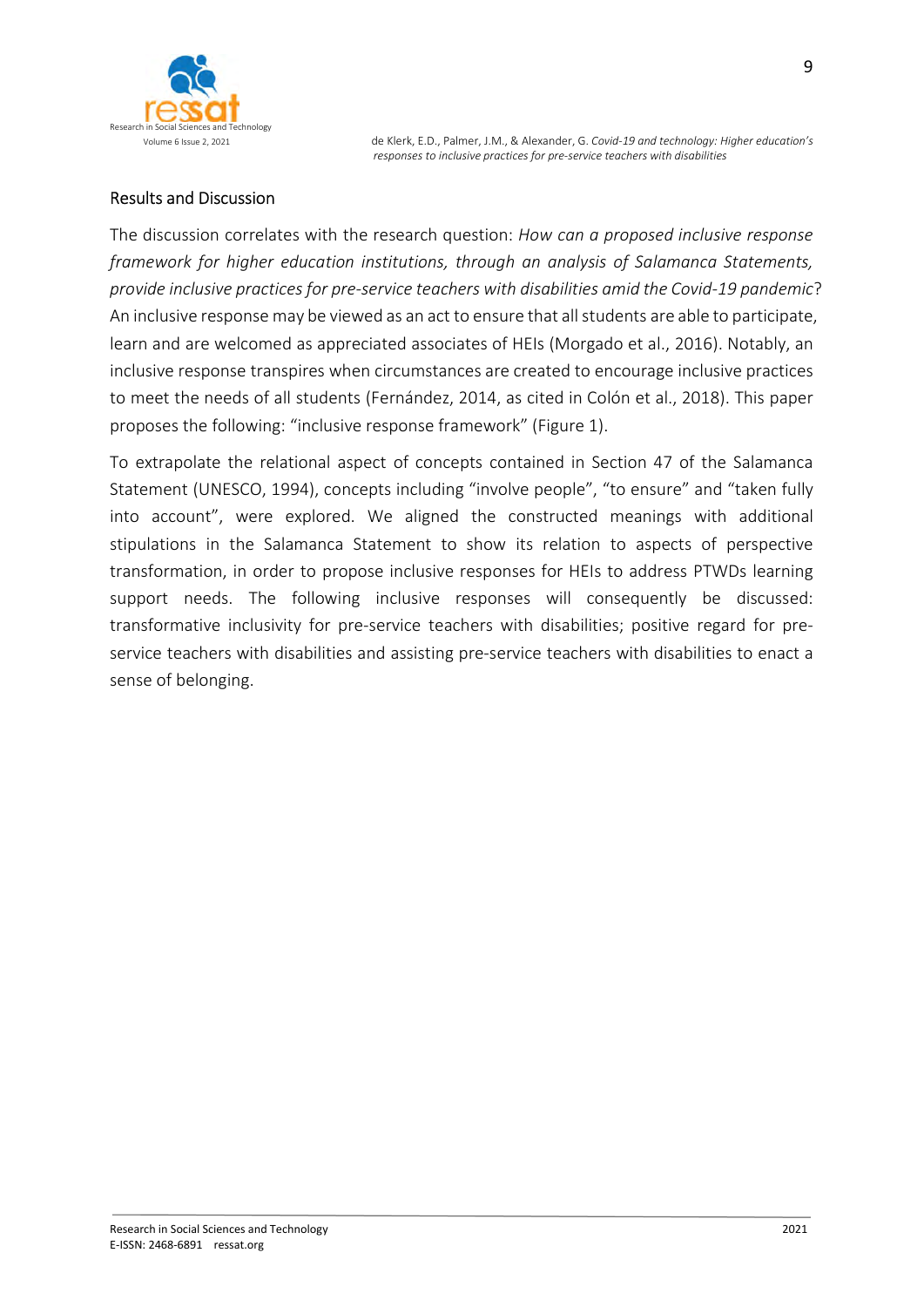## Results and Discussion

The discussion correlates with the research question: *How can a proposed inclusive response framework for higher education institutions, through an analysis of Salamanca Statements, provide inclusive practices for pre-service teachers with disabilities amid the Covid-19 pandemic*? An inclusive response may be viewed as an act to ensure that all students are able to participate, learn and are welcomed as appreciated associates of HEIs (Morgado et al., 2016). Notably, an inclusive response transpires when circumstances are created to encourage inclusive practices to meet the needs of all students (Fernández, 2014, as cited in Colón et al., 2018). This paper proposes the following: "inclusive response framework" (Figure 1).

To extrapolate the relational aspect of concepts contained in Section 47 of the Salamanca Statement (UNESCO, 1994), concepts including "involve people", "to ensure" and "taken fully into account", were explored. We aligned the constructed meanings with additional stipulations in the Salamanca Statement to show its relation to aspects of perspective transformation, in order to propose inclusive responses for HEIs to address PTWDs learning support needs. The following inclusive responses will consequently be discussed: transformative inclusivity for pre-service teachers with disabilities; positive regard for pre-service teachers with disabilities and assisting pre-service teachers with disabilities to enact a sense of belonging.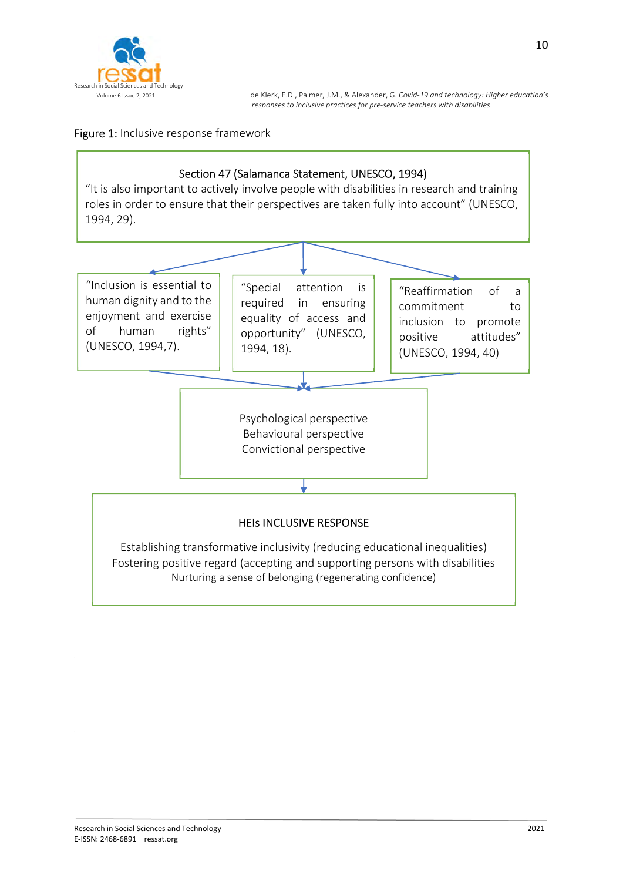Figure 1: Inclusive response framework

**Section 47 (Salamanca Statement, UNESCO, 1994)**

"It is also important to actively involve people with disabilities in research and training roles in order to ensure that their perspectives are taken fully into account" (UNESCO, 1994, 29).

"Inclusion is essential to human dignity and to the enjoyment and exercise of human rights" (UNESCO, 1994,7).

"Special attention is required in ensuring equality of access and opportunity" (UNESCO, 1994, 18).

"Reaffirmation of a commitment to inclusion to promote positive attitudes" (UNESCO, 1994, 40)

Psychological perspective
Behavioural perspective
Convictional perspective

**HEIs INCLUSIVE RESPONSE**

Establishing transformative inclusivity (reducing educational inequalities)
Fostering positive regard (accepting and supporting persons with disabilities
Nurturing a sense of belonging (regenerating confidence)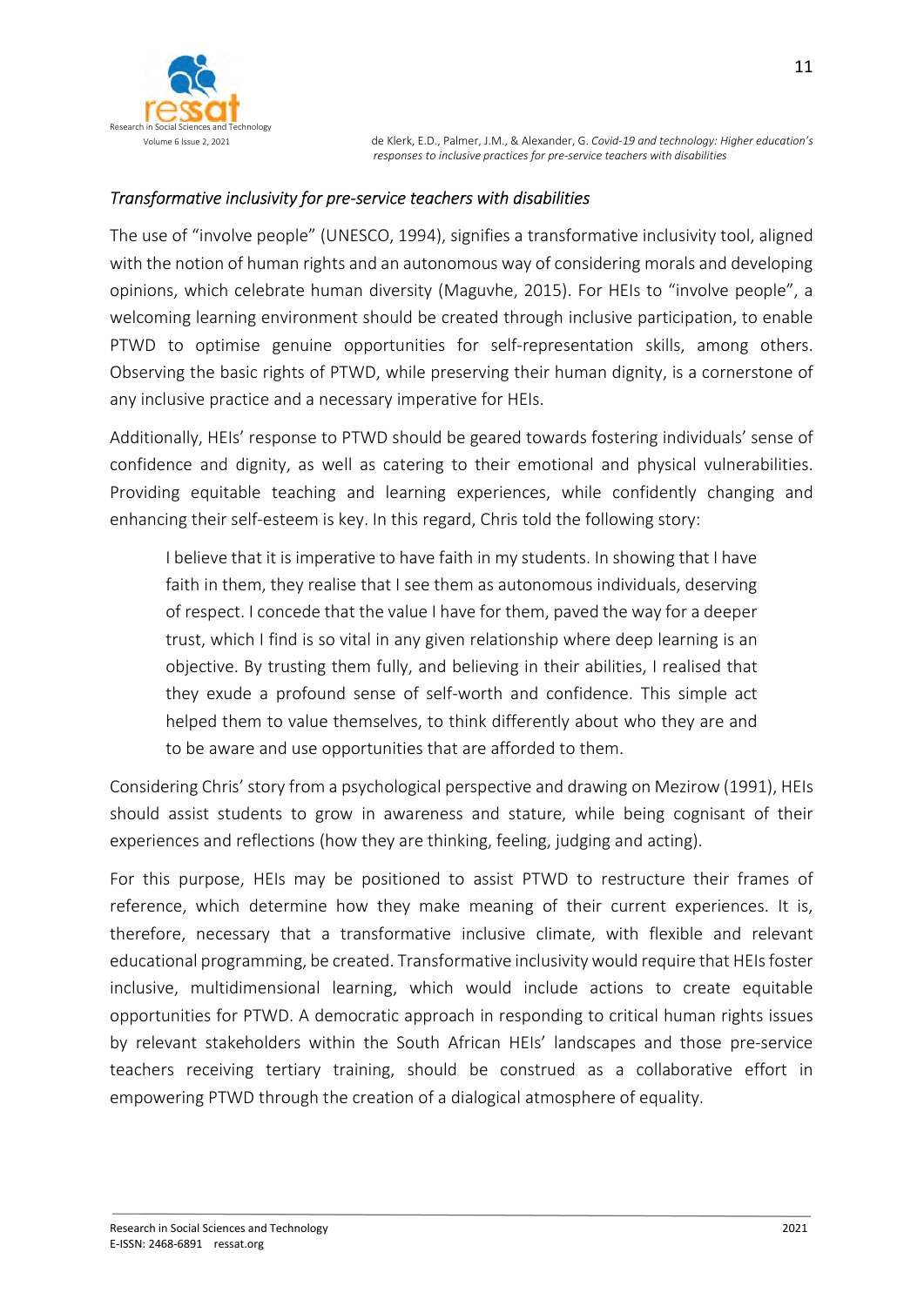### *Transformative inclusivity for pre-service teachers with disabilities*

The use of "involve people" (UNESCO, 1994), signifies a transformative inclusivity tool, aligned with the notion of human rights and an autonomous way of considering morals and developing opinions, which celebrate human diversity (Maguvhe, 2015). For HEIs to "involve people", a welcoming learning environment should be created through inclusive participation, to enable PTWD to optimise genuine opportunities for self-representation skills, among others. Observing the basic rights of PTWD, while preserving their human dignity, is a cornerstone of any inclusive practice and a necessary imperative for HEIs.

Additionally, HEIs' response to PTWD should be geared towards fostering individuals' sense of confidence and dignity, as well as catering to their emotional and physical vulnerabilities. Providing equitable teaching and learning experiences, while confidently changing and enhancing their self-esteem is key. In this regard, Chris told the following story:

> I believe that it is imperative to have faith in my students. In showing that I have faith in them, they realise that I see them as autonomous individuals, deserving of respect. I concede that the value I have for them, paved the way for a deeper trust, which I find is so vital in any given relationship where deep learning is an objective. By trusting them fully, and believing in their abilities, I realised that they exude a profound sense of self-worth and confidence. This simple act helped them to value themselves, to think differently about who they are and to be aware and use opportunities that are afforded to them.

Considering Chris' story from a psychological perspective and drawing on Mezirow (1991), HEIs should assist students to grow in awareness and stature, while being cognisant of their experiences and reflections (how they are thinking, feeling, judging and acting).

For this purpose, HEIs may be positioned to assist PTWD to restructure their frames of reference, which determine how they make meaning of their current experiences. It is, therefore, necessary that a transformative inclusive climate, with flexible and relevant educational programming, be created. Transformative inclusivity would require that HEIs foster inclusive, multidimensional learning, which would include actions to create equitable opportunities for PTWD. A democratic approach in responding to critical human rights issues by relevant stakeholders within the South African HEIs' landscapes and those pre-service teachers receiving tertiary training, should be construed as a collaborative effort in empowering PTWD through the creation of a dialogical atmosphere of equality.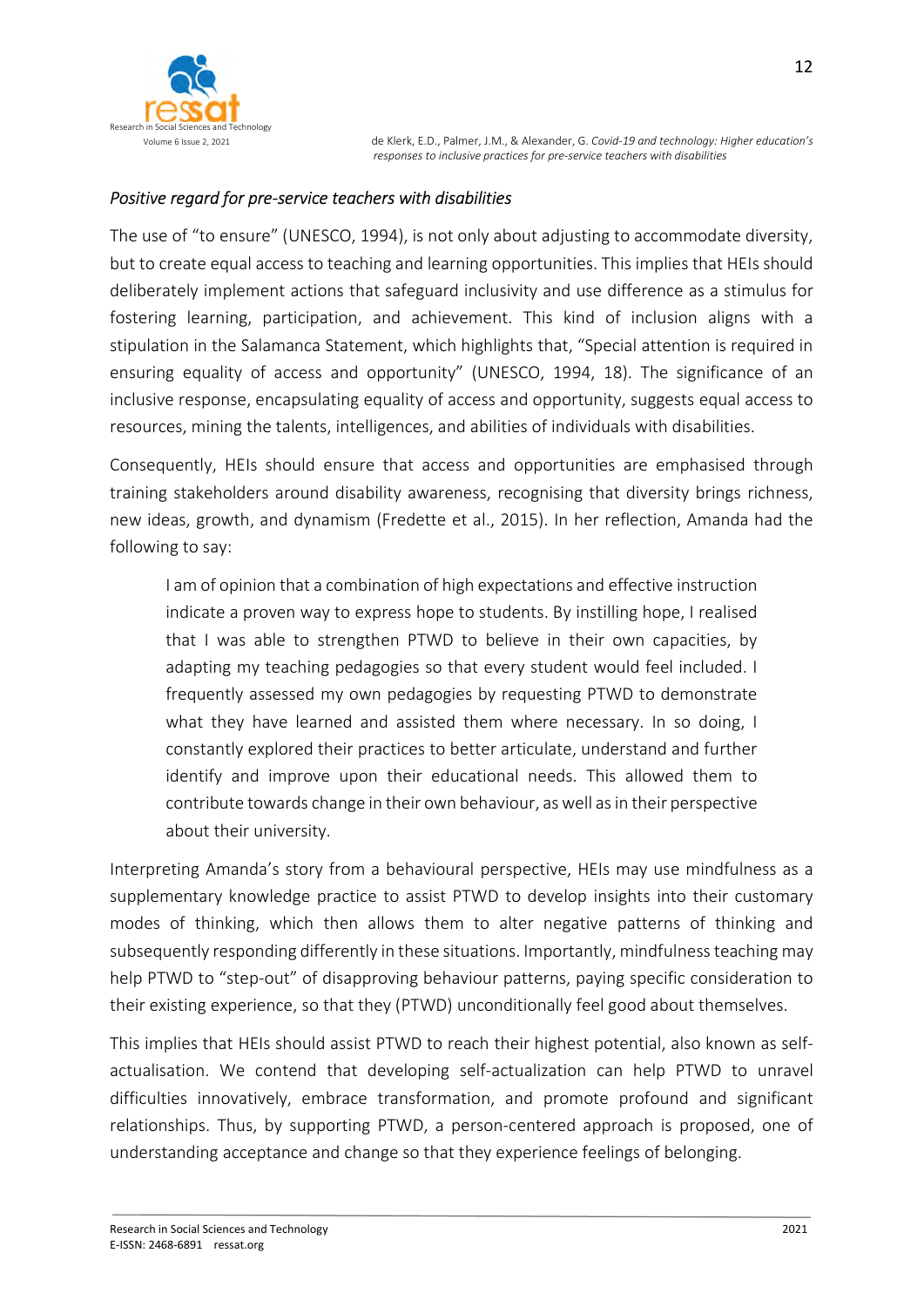*Positive regard for pre-service teachers with disabilities*

The use of "to ensure" (UNESCO, 1994), is not only about adjusting to accommodate diversity, but to create equal access to teaching and learning opportunities. This implies that HEIs should deliberately implement actions that safeguard inclusivity and use difference as a stimulus for fostering learning, participation, and achievement. This kind of inclusion aligns with a stipulation in the Salamanca Statement, which highlights that, "Special attention is required in ensuring equality of access and opportunity" (UNESCO, 1994, 18). The significance of an inclusive response, encapsulating equality of access and opportunity, suggests equal access to resources, mining the talents, intelligences, and abilities of individuals with disabilities.

Consequently, HEIs should ensure that access and opportunities are emphasised through training stakeholders around disability awareness, recognising that diversity brings richness, new ideas, growth, and dynamism (Fredette et al., 2015). In her reflection, Amanda had the following to say:

> I am of opinion that a combination of high expectations and effective instruction indicate a proven way to express hope to students. By instilling hope, I realised that I was able to strengthen PTWD to believe in their own capacities, by adapting my teaching pedagogies so that every student would feel included. I frequently assessed my own pedagogies by requesting PTWD to demonstrate what they have learned and assisted them where necessary. In so doing, I constantly explored their practices to better articulate, understand and further identify and improve upon their educational needs. This allowed them to contribute towards change in their own behaviour, as well as in their perspective about their university.

Interpreting Amanda's story from a behavioural perspective, HEIs may use mindfulness as a supplementary knowledge practice to assist PTWD to develop insights into their customary modes of thinking, which then allows them to alter negative patterns of thinking and subsequently responding differently in these situations. Importantly, mindfulness teaching may help PTWD to "step-out" of disapproving behaviour patterns, paying specific consideration to their existing experience, so that they (PTWD) unconditionally feel good about themselves.

This implies that HEIs should assist PTWD to reach their highest potential, also known as self-actualisation. We contend that developing self-actualization can help PTWD to unravel difficulties innovatively, embrace transformation, and promote profound and significant relationships. Thus, by supporting PTWD, a person-centered approach is proposed, one of understanding acceptance and change so that they experience feelings of belonging.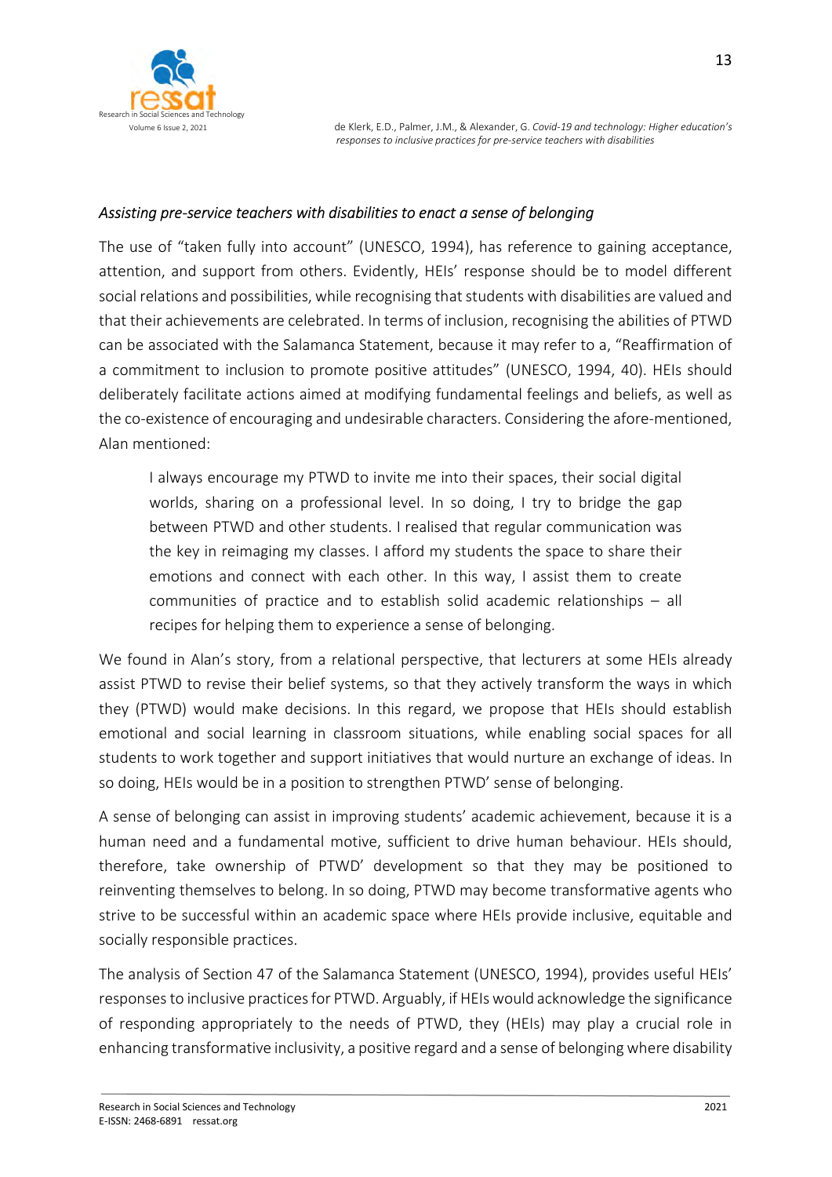*Assisting pre-service teachers with disabilities to enact a sense of belonging*

The use of "taken fully into account" (UNESCO, 1994), has reference to gaining acceptance, attention, and support from others. Evidently, HEIs' response should be to model different social relations and possibilities, while recognising that students with disabilities are valued and that their achievements are celebrated. In terms of inclusion, recognising the abilities of PTWD can be associated with the Salamanca Statement, because it may refer to a, "Reaffirmation of a commitment to inclusion to promote positive attitudes" (UNESCO, 1994, 40). HEIs should deliberately facilitate actions aimed at modifying fundamental feelings and beliefs, as well as the co-existence of encouraging and undesirable characters. Considering the afore-mentioned, Alan mentioned:

> I always encourage my PTWD to invite me into their spaces, their social digital worlds, sharing on a professional level. In so doing, I try to bridge the gap between PTWD and other students. I realised that regular communication was the key in reimaging my classes. I afford my students the space to share their emotions and connect with each other. In this way, I assist them to create communities of practice and to establish solid academic relationships – all recipes for helping them to experience a sense of belonging.

We found in Alan's story, from a relational perspective, that lecturers at some HEIs already assist PTWD to revise their belief systems, so that they actively transform the ways in which they (PTWD) would make decisions. In this regard, we propose that HEIs should establish emotional and social learning in classroom situations, while enabling social spaces for all students to work together and support initiatives that would nurture an exchange of ideas. In so doing, HEIs would be in a position to strengthen PTWD' sense of belonging.

A sense of belonging can assist in improving students' academic achievement, because it is a human need and a fundamental motive, sufficient to drive human behaviour. HEIs should, therefore, take ownership of PTWD' development so that they may be positioned to reinventing themselves to belong. In so doing, PTWD may become transformative agents who strive to be successful within an academic space where HEIs provide inclusive, equitable and socially responsible practices.

The analysis of Section 47 of the Salamanca Statement (UNESCO, 1994), provides useful HEIs' responses to inclusive practices for PTWD. Arguably, if HEIs would acknowledge the significance of responding appropriately to the needs of PTWD, they (HEIs) may play a crucial role in enhancing transformative inclusivity, a positive regard and a sense of belonging where disability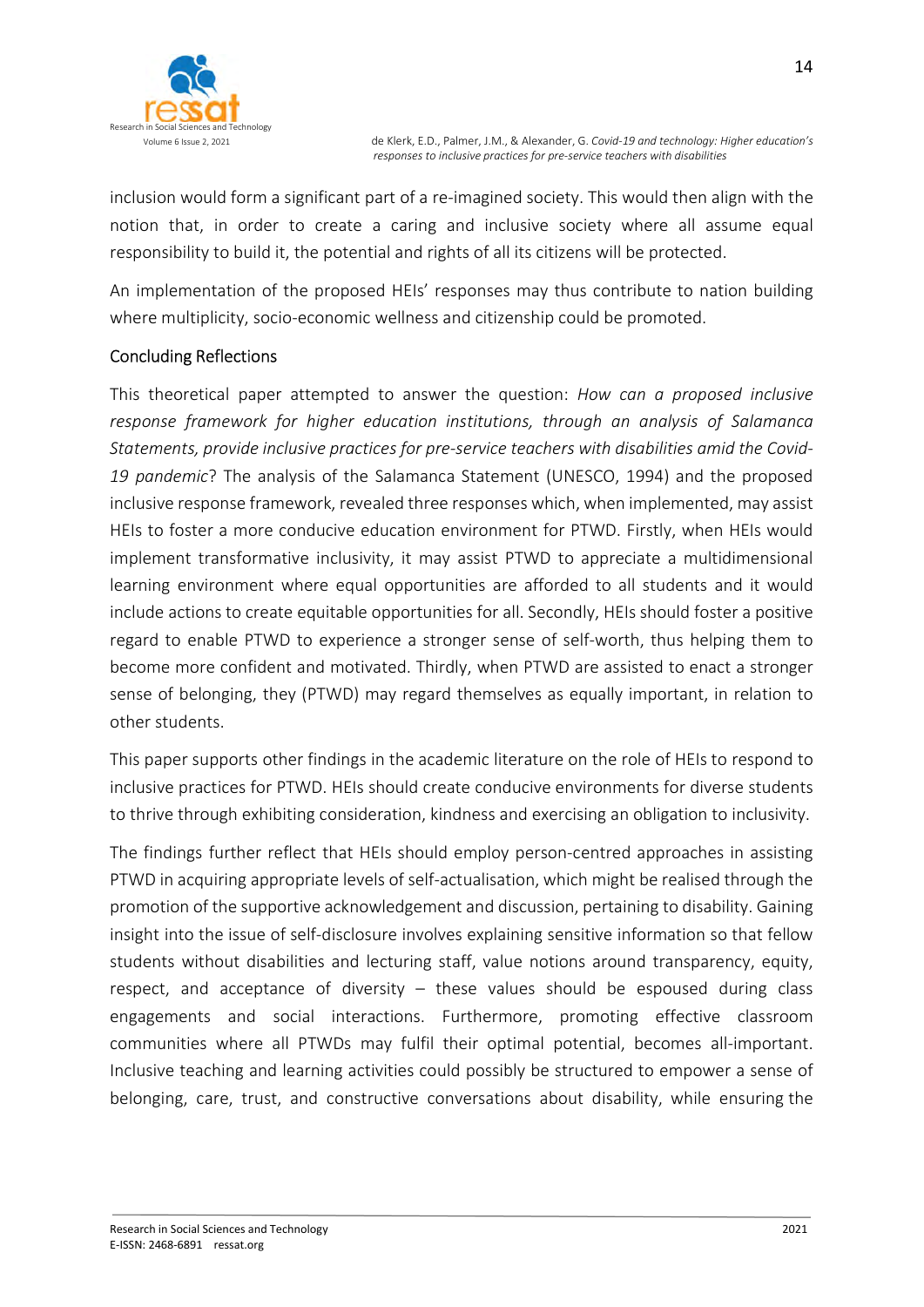inclusion would form a significant part of a re-imagined society. This would then align with the notion that, in order to create a caring and inclusive society where all assume equal responsibility to build it, the potential and rights of all its citizens will be protected.

An implementation of the proposed HEIs' responses may thus contribute to nation building where multiplicity, socio-economic wellness and citizenship could be promoted.

## Concluding Reflections

This theoretical paper attempted to answer the question: *How can a proposed inclusive response framework for higher education institutions, through an analysis of Salamanca Statements, provide inclusive practices for pre-service teachers with disabilities amid the Covid-19 pandemic*? The analysis of the Salamanca Statement (UNESCO, 1994) and the proposed inclusive response framework, revealed three responses which, when implemented, may assist HEIs to foster a more conducive education environment for PTWD. Firstly, when HEIs would implement transformative inclusivity, it may assist PTWD to appreciate a multidimensional learning environment where equal opportunities are afforded to all students and it would include actions to create equitable opportunities for all. Secondly, HEIs should foster a positive regard to enable PTWD to experience a stronger sense of self-worth, thus helping them to become more confident and motivated. Thirdly, when PTWD are assisted to enact a stronger sense of belonging, they (PTWD) may regard themselves as equally important, in relation to other students.

This paper supports other findings in the academic literature on the role of HEIs to respond to inclusive practices for PTWD. HEIs should create conducive environments for diverse students to thrive through exhibiting consideration, kindness and exercising an obligation to inclusivity.

The findings further reflect that HEIs should employ person-centred approaches in assisting PTWD in acquiring appropriate levels of self-actualisation, which might be realised through the promotion of the supportive acknowledgement and discussion, pertaining to disability. Gaining insight into the issue of self-disclosure involves explaining sensitive information so that fellow students without disabilities and lecturing staff, value notions around transparency, equity, respect, and acceptance of diversity – these values should be espoused during class engagements and social interactions. Furthermore, promoting effective classroom communities where all PTWDs may fulfil their optimal potential, becomes all-important. Inclusive teaching and learning activities could possibly be structured to empower a sense of belonging, care, trust, and constructive conversations about disability, while ensuring the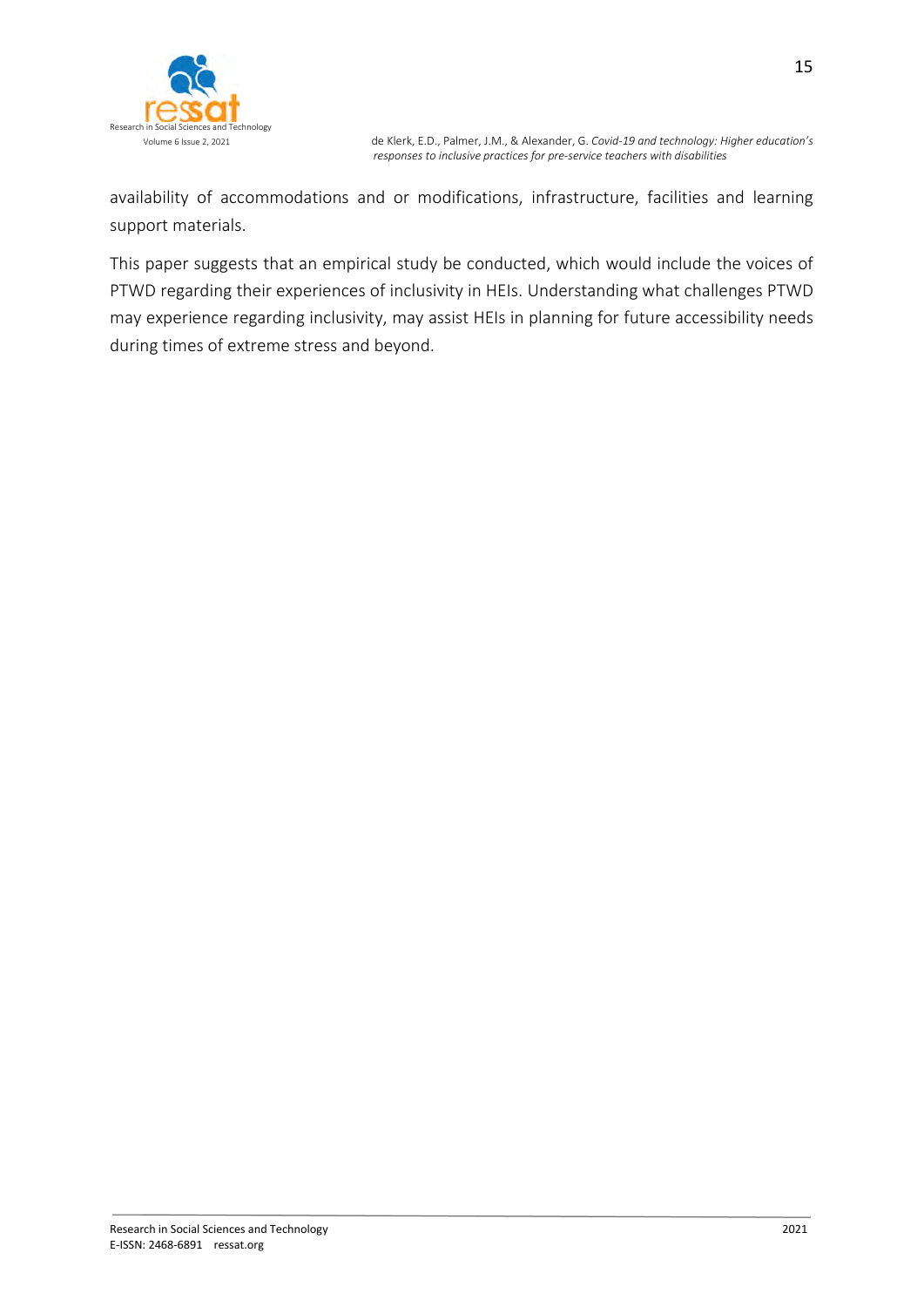availability of accommodations and or modifications, infrastructure, facilities and learning support materials.

This paper suggests that an empirical study be conducted, which would include the voices of PTWD regarding their experiences of inclusivity in HEIs. Understanding what challenges PTWD may experience regarding inclusivity, may assist HEIs in planning for future accessibility needs during times of extreme stress and beyond.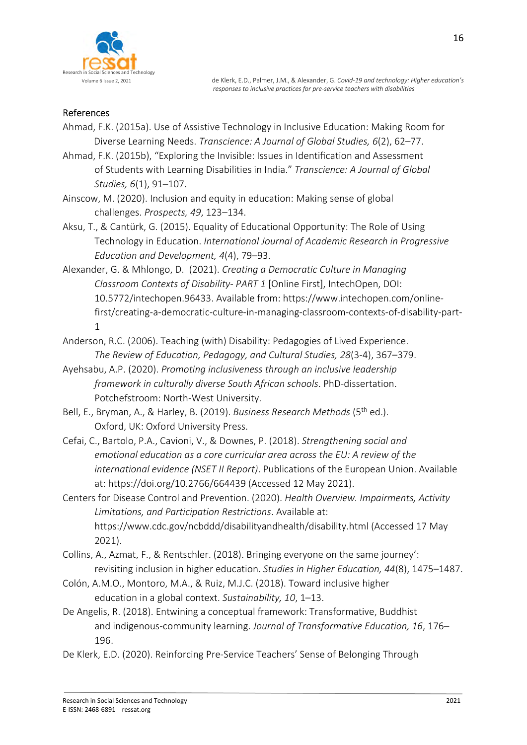## References

Ahmad, F.K. (2015a). Use of Assistive Technology in Inclusive Education: Making Room for Diverse Learning Needs. *Transcience: A Journal of Global Studies, 6*(2), 62–77.

Ahmad, F.K. (2015b), "Exploring the Invisible: Issues in Identification and Assessment of Students with Learning Disabilities in India." *Transcience: A Journal of Global Studies, 6*(1), 91–107.

Ainscow, M. (2020). Inclusion and equity in education: Making sense of global challenges. *Prospects, 49*, 123–134.

Aksu, T., & Cantürk, G. (2015). Equality of Educational Opportunity: The Role of Using Technology in Education. *International Journal of Academic Research in Progressive Education and Development, 4*(4), 79–93.

Alexander, G. & Mhlongo, D. (2021). *Creating a Democratic Culture in Managing Classroom Contexts of Disability- PART 1* [Online First], IntechOpen, DOI: 10.5772/intechopen.96433. Available from: https://www.intechopen.com/online-first/creating-a-democratic-culture-in-managing-classroom-contexts-of-disability-part-1

Anderson, R.C. (2006). Teaching (with) Disability: Pedagogies of Lived Experience. *The Review of Education, Pedagogy, and Cultural Studies, 28*(3-4), 367–379.

Ayehsabu, A.P. (2020). *Promoting inclusiveness through an inclusive leadership framework in culturally diverse South African schools*. PhD-dissertation. Potchefstroom: North-West University.

Bell, E., Bryman, A., & Harley, B. (2019). *Business Research Methods* (5th ed.). Oxford, UK: Oxford University Press.

Cefai, C., Bartolo, P.A., Cavioni, V., & Downes, P. (2018). *Strengthening social and emotional education as a core curricular area across the EU: A review of the international evidence (NSET II Report)*. Publications of the European Union. Available at: https://doi.org/10.2766/664439 (Accessed 12 May 2021).

Centers for Disease Control and Prevention. (2020). *Health Overview. Impairments, Activity Limitations, and Participation Restrictions*. Available at: https://www.cdc.gov/ncbddd/disabilityandhealth/disability.html (Accessed 17 May 2021).

Collins, A., Azmat, F., & Rentschler. (2018). Bringing everyone on the same journey': revisiting inclusion in higher education. *Studies in Higher Education, 44*(8), 1475–1487.

Colón, A.M.O., Montoro, M.A., & Ruiz, M.J.C. (2018). Toward inclusive higher education in a global context. *Sustainability, 10*, 1–13.

De Angelis, R. (2018). Entwining a conceptual framework: Transformative, Buddhist and indigenous-community learning. *Journal of Transformative Education, 16*, 176–196.

De Klerk, E.D. (2020). Reinforcing Pre-Service Teachers' Sense of Belonging Through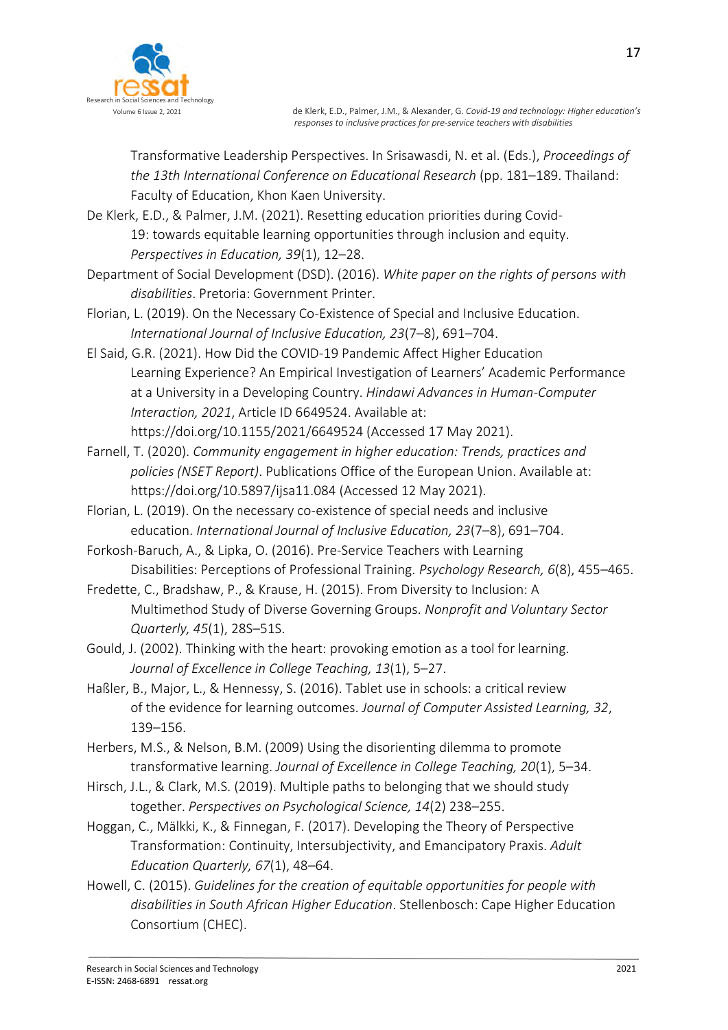Transformative Leadership Perspectives. In Srisawasdi, N. et al. (Eds.), *Proceedings of the 13th International Conference on Educational Research* (pp. 181–189. Thailand: Faculty of Education, Khon Kaen University.

De Klerk, E.D., & Palmer, J.M. (2021). Resetting education priorities during Covid-19: towards equitable learning opportunities through inclusion and equity. *Perspectives in Education, 39*(1), 12–28.

Department of Social Development (DSD). (2016). *White paper on the rights of persons with disabilities*. Pretoria: Government Printer.

Florian, L. (2019). On the Necessary Co-Existence of Special and Inclusive Education. *International Journal of Inclusive Education, 23*(7–8), 691–704.

El Said, G.R. (2021). How Did the COVID-19 Pandemic Affect Higher Education Learning Experience? An Empirical Investigation of Learners' Academic Performance at a University in a Developing Country. *Hindawi Advances in Human-Computer Interaction, 2021*, Article ID 6649524. Available at: https://doi.org/10.1155/2021/6649524 (Accessed 17 May 2021).

Farnell, T. (2020). *Community engagement in higher education: Trends, practices and policies (NSET Report)*. Publications Office of the European Union. Available at: https://doi.org/10.5897/ijsa11.084 (Accessed 12 May 2021).

Florian, L. (2019). On the necessary co-existence of special needs and inclusive education. *International Journal of Inclusive Education, 23*(7–8), 691–704.

Forkosh-Baruch, A., & Lipka, O. (2016). Pre-Service Teachers with Learning Disabilities: Perceptions of Professional Training. *Psychology Research, 6*(8), 455–465.

Fredette, C., Bradshaw, P., & Krause, H. (2015). From Diversity to Inclusion: A Multimethod Study of Diverse Governing Groups. *Nonprofit and Voluntary Sector Quarterly, 45*(1), 28S–51S.

Gould, J. (2002). Thinking with the heart: provoking emotion as a tool for learning. *Journal of Excellence in College Teaching, 13*(1), 5–27.

Haßler, B., Major, L., & Hennessy, S. (2016). Tablet use in schools: a critical review of the evidence for learning outcomes. *Journal of Computer Assisted Learning, 32*, 139–156.

Herbers, M.S., & Nelson, B.M. (2009) Using the disorienting dilemma to promote transformative learning. *Journal of Excellence in College Teaching, 20*(1), 5–34.

Hirsch, J.L., & Clark, M.S. (2019). Multiple paths to belonging that we should study together. *Perspectives on Psychological Science, 14*(2) 238–255.

Hoggan, C., Mälkki, K., & Finnegan, F. (2017). Developing the Theory of Perspective Transformation: Continuity, Intersubjectivity, and Emancipatory Praxis. *Adult Education Quarterly, 67*(1), 48–64.

Howell, C. (2015). *Guidelines for the creation of equitable opportunities for people with disabilities in South African Higher Education*. Stellenbosch: Cape Higher Education Consortium (CHEC).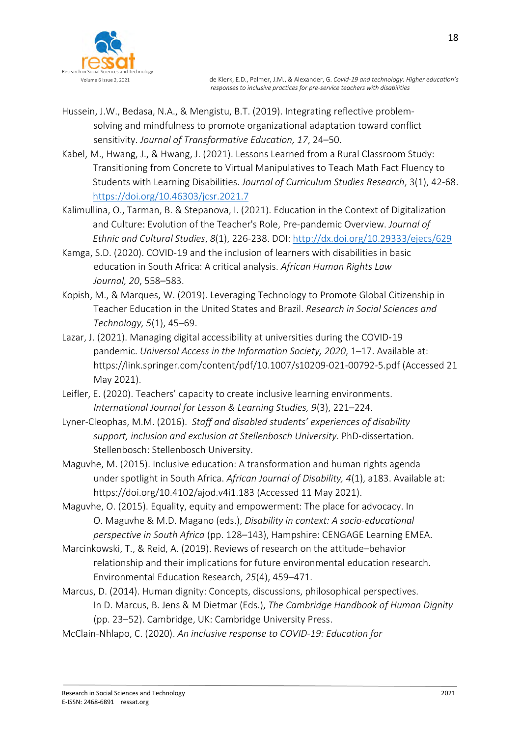Hussein, J.W., Bedasa, N.A., & Mengistu, B.T. (2019). Integrating reflective problem-solving and mindfulness to promote organizational adaptation toward conflict sensitivity. *Journal of Transformative Education, 17*, 24–50.

Kabel, M., Hwang, J., & Hwang, J. (2021). Lessons Learned from a Rural Classroom Study: Transitioning from Concrete to Virtual Manipulatives to Teach Math Fact Fluency to Students with Learning Disabilities. *Journal of Curriculum Studies Research*, 3(1), 42-68. https://doi.org/10.46303/jcsr.2021.7

Kalimullina, O., Tarman, B. & Stepanova, I. (2021). Education in the Context of Digitalization and Culture: Evolution of the Teacher's Role, Pre-pandemic Overview. *Journal of Ethnic and Cultural Studies*, *8*(1), 226-238. DOI: http://dx.doi.org/10.29333/ejecs/629

Kamga, S.D. (2020). COVID-19 and the inclusion of learners with disabilities in basic education in South Africa: A critical analysis. *African Human Rights Law Journal, 20*, 558–583.

Kopish, M., & Marques, W. (2019). Leveraging Technology to Promote Global Citizenship in Teacher Education in the United States and Brazil. *Research in Social Sciences and Technology, 5*(1), 45–69.

Lazar, J. (2021). Managing digital accessibility at universities during the COVID-19 pandemic. *Universal Access in the Information Society, 2020*, 1–17. Available at: https://link.springer.com/content/pdf/10.1007/s10209-021-00792-5.pdf (Accessed 21 May 2021).

Leifler, E. (2020). Teachers' capacity to create inclusive learning environments. *International Journal for Lesson & Learning Studies, 9*(3), 221–224.

Lyner-Cleophas, M.M. (2016). *Staff and disabled students' experiences of disability support, inclusion and exclusion at Stellenbosch University*. PhD-dissertation. Stellenbosch: Stellenbosch University.

Maguvhe, M. (2015). Inclusive education: A transformation and human rights agenda under spotlight in South Africa. *African Journal of Disability, 4*(1), a183. Available at: https://doi.org/10.4102/ajod.v4i1.183 (Accessed 11 May 2021).

Maguvhe, O. (2015). Equality, equity and empowerment: The place for advocacy. In O. Maguvhe & M.D. Magano (eds.), *Disability in context: A socio-educational perspective in South Africa* (pp. 128–143), Hampshire: CENGAGE Learning EMEA.

Marcinkowski, T., & Reid, A. (2019). Reviews of research on the attitude–behavior relationship and their implications for future environmental education research. Environmental Education Research, *25*(4), 459–471.

Marcus, D. (2014). Human dignity: Concepts, discussions, philosophical perspectives. In D. Marcus, B. Jens & M Dietmar (Eds.), *The Cambridge Handbook of Human Dignity* (pp. 23–52). Cambridge, UK: Cambridge University Press.

McClain-Nhlapo, C. (2020). *An inclusive response to COVID-19: Education for*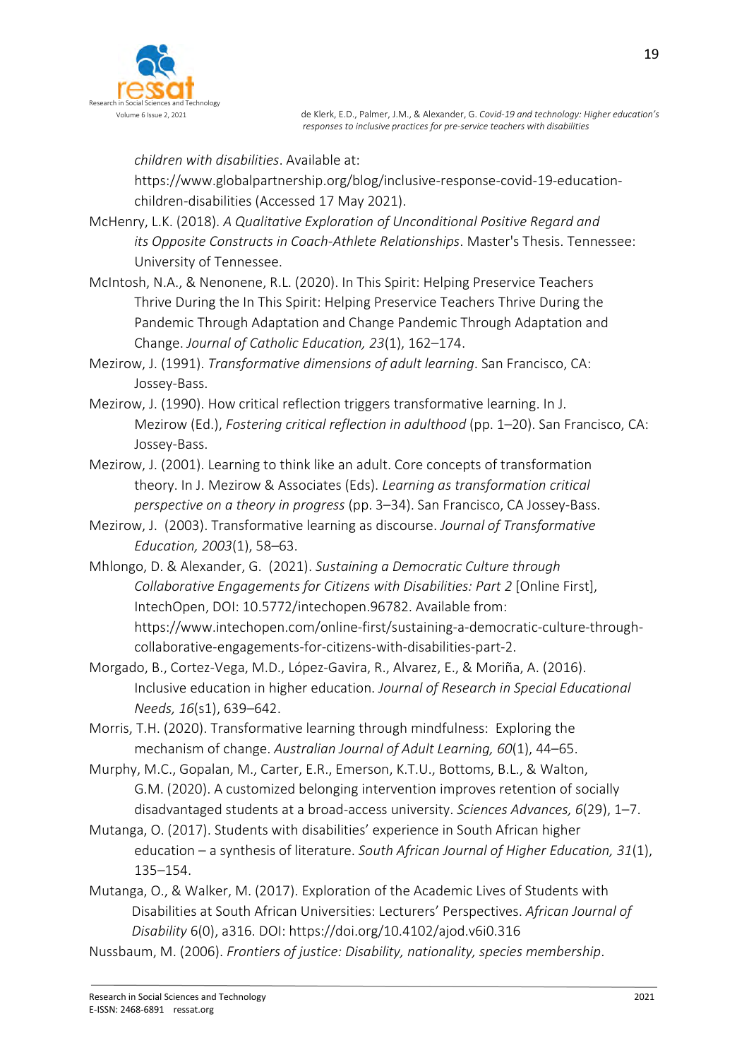*children with disabilities*. Available at: https://www.globalpartnership.org/blog/inclusive-response-covid-19-education-children-disabilities (Accessed 17 May 2021).

McHenry, L.K. (2018). *A Qualitative Exploration of Unconditional Positive Regard and its Opposite Constructs in Coach-Athlete Relationships*. Master's Thesis. Tennessee: University of Tennessee.

McIntosh, N.A., & Nenonene, R.L. (2020). In This Spirit: Helping Preservice Teachers Thrive During the In This Spirit: Helping Preservice Teachers Thrive During the Pandemic Through Adaptation and Change Pandemic Through Adaptation and Change. *Journal of Catholic Education, 23*(1), 162–174.

Mezirow, J. (1991). *Transformative dimensions of adult learning*. San Francisco, CA: Jossey-Bass.

Mezirow, J. (1990). How critical reflection triggers transformative learning. In J. Mezirow (Ed.), *Fostering critical reflection in adulthood* (pp. 1–20). San Francisco, CA: Jossey-Bass.

Mezirow, J. (2001). Learning to think like an adult. Core concepts of transformation theory. In J. Mezirow & Associates (Eds). *Learning as transformation critical perspective on a theory in progress* (pp. 3–34). San Francisco, CA Jossey-Bass.

Mezirow, J. (2003). Transformative learning as discourse. *Journal of Transformative Education, 2003*(1), 58–63.

Mhlongo, D. & Alexander, G. (2021). *Sustaining a Democratic Culture through Collaborative Engagements for Citizens with Disabilities: Part 2* [Online First], IntechOpen, DOI: 10.5772/intechopen.96782. Available from: https://www.intechopen.com/online-first/sustaining-a-democratic-culture-through-collaborative-engagements-for-citizens-with-disabilities-part-2.

Morgado, B., Cortez-Vega, M.D., López-Gavira, R., Alvarez, E., & Moriña, A. (2016). Inclusive education in higher education. *Journal of Research in Special Educational Needs, 16*(s1), 639–642.

Morris, T.H. (2020). Transformative learning through mindfulness: Exploring the mechanism of change. *Australian Journal of Adult Learning, 60*(1), 44–65.

Murphy, M.C., Gopalan, M., Carter, E.R., Emerson, K.T.U., Bottoms, B.L., & Walton, G.M. (2020). A customized belonging intervention improves retention of socially disadvantaged students at a broad-access university. *Sciences Advances, 6*(29), 1–7.

Mutanga, O. (2017). Students with disabilities' experience in South African higher education – a synthesis of literature. *South African Journal of Higher Education, 31*(1), 135–154.

Mutanga, O., & Walker, M. (2017). Exploration of the Academic Lives of Students with Disabilities at South African Universities: Lecturers' Perspectives. *African Journal of Disability* 6(0), a316. DOI: https://doi.org/10.4102/ajod.v6i0.316

Nussbaum, M. (2006). *Frontiers of justice: Disability, nationality, species membership*.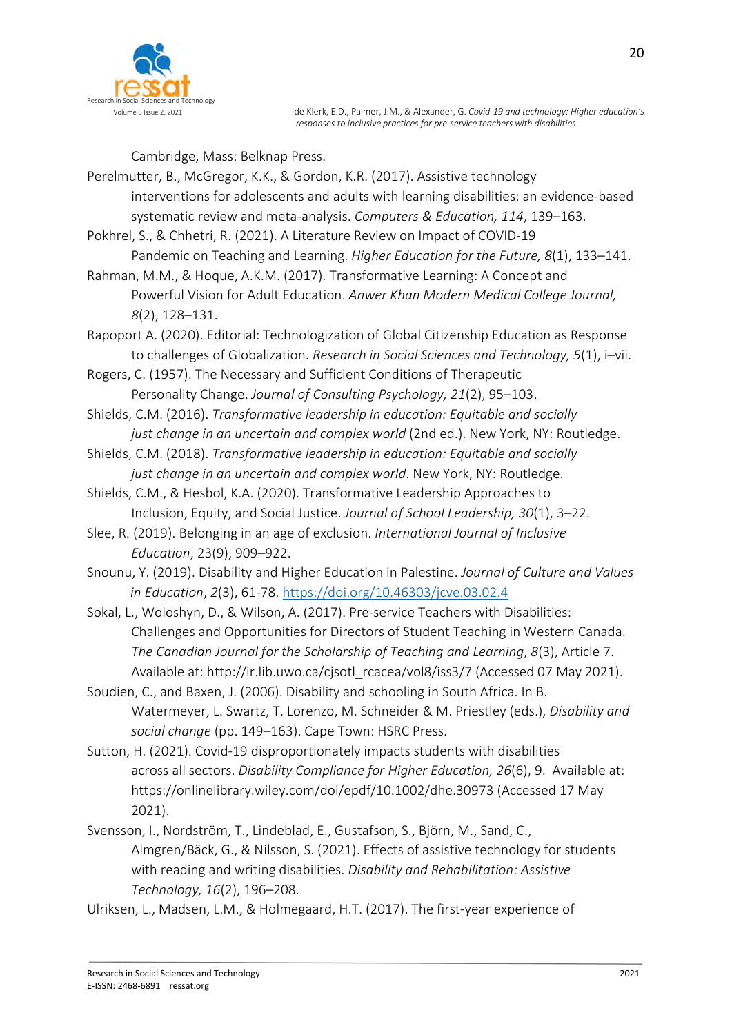Cambridge, Mass: Belknap Press.

Perelmutter, B., McGregor, K.K., & Gordon, K.R. (2017). Assistive technology interventions for adolescents and adults with learning disabilities: an evidence-based systematic review and meta-analysis. *Computers & Education, 114*, 139–163.

Pokhrel, S., & Chhetri, R. (2021). A Literature Review on Impact of COVID-19 Pandemic on Teaching and Learning. *Higher Education for the Future, 8*(1), 133–141.

Rahman, M.M., & Hoque, A.K.M. (2017). Transformative Learning: A Concept and Powerful Vision for Adult Education. *Anwer Khan Modern Medical College Journal, 8*(2), 128–131.

Rapoport A. (2020). Editorial: Technologization of Global Citizenship Education as Response to challenges of Globalization. *Research in Social Sciences and Technology, 5*(1), i–vii.

Rogers, C. (1957). The Necessary and Sufficient Conditions of Therapeutic Personality Change. *Journal of Consulting Psychology, 21*(2), 95–103.

Shields, C.M. (2016). *Transformative leadership in education: Equitable and socially just change in an uncertain and complex world* (2nd ed.). New York, NY: Routledge.

Shields, C.M. (2018). *Transformative leadership in education: Equitable and socially just change in an uncertain and complex world*. New York, NY: Routledge.

Shields, C.M., & Hesbol, K.A. (2020). Transformative Leadership Approaches to Inclusion, Equity, and Social Justice. *Journal of School Leadership, 30*(1), 3–22.

Slee, R. (2019). Belonging in an age of exclusion. *International Journal of Inclusive Education*, 23(9), 909–922.

Snounu, Y. (2019). Disability and Higher Education in Palestine. *Journal of Culture and Values in Education*, *2*(3), 61-78. https://doi.org/10.46303/jcve.03.02.4

Sokal, L., Woloshyn, D., & Wilson, A. (2017). Pre-service Teachers with Disabilities: Challenges and Opportunities for Directors of Student Teaching in Western Canada. *The Canadian Journal for the Scholarship of Teaching and Learning*, *8*(3), Article 7. Available at: http://ir.lib.uwo.ca/cjsotl_rcacea/vol8/iss3/7 (Accessed 07 May 2021).

Soudien, C., and Baxen, J. (2006). Disability and schooling in South Africa. In B. Watermeyer, L. Swartz, T. Lorenzo, M. Schneider & M. Priestley (eds.), *Disability and social change* (pp. 149–163). Cape Town: HSRC Press.

Sutton, H. (2021). Covid-19 disproportionately impacts students with disabilities across all sectors. *Disability Compliance for Higher Education, 26*(6), 9. Available at: https://onlinelibrary.wiley.com/doi/epdf/10.1002/dhe.30973 (Accessed 17 May 2021).

Svensson, I., Nordström, T., Lindeblad, E., Gustafson, S., Björn, M., Sand, C., Almgren/Bäck, G., & Nilsson, S. (2021). Effects of assistive technology for students with reading and writing disabilities. *Disability and Rehabilitation: Assistive Technology, 16*(2), 196–208.

Ulriksen, L., Madsen, L.M., & Holmegaard, H.T. (2017). The first-year experience of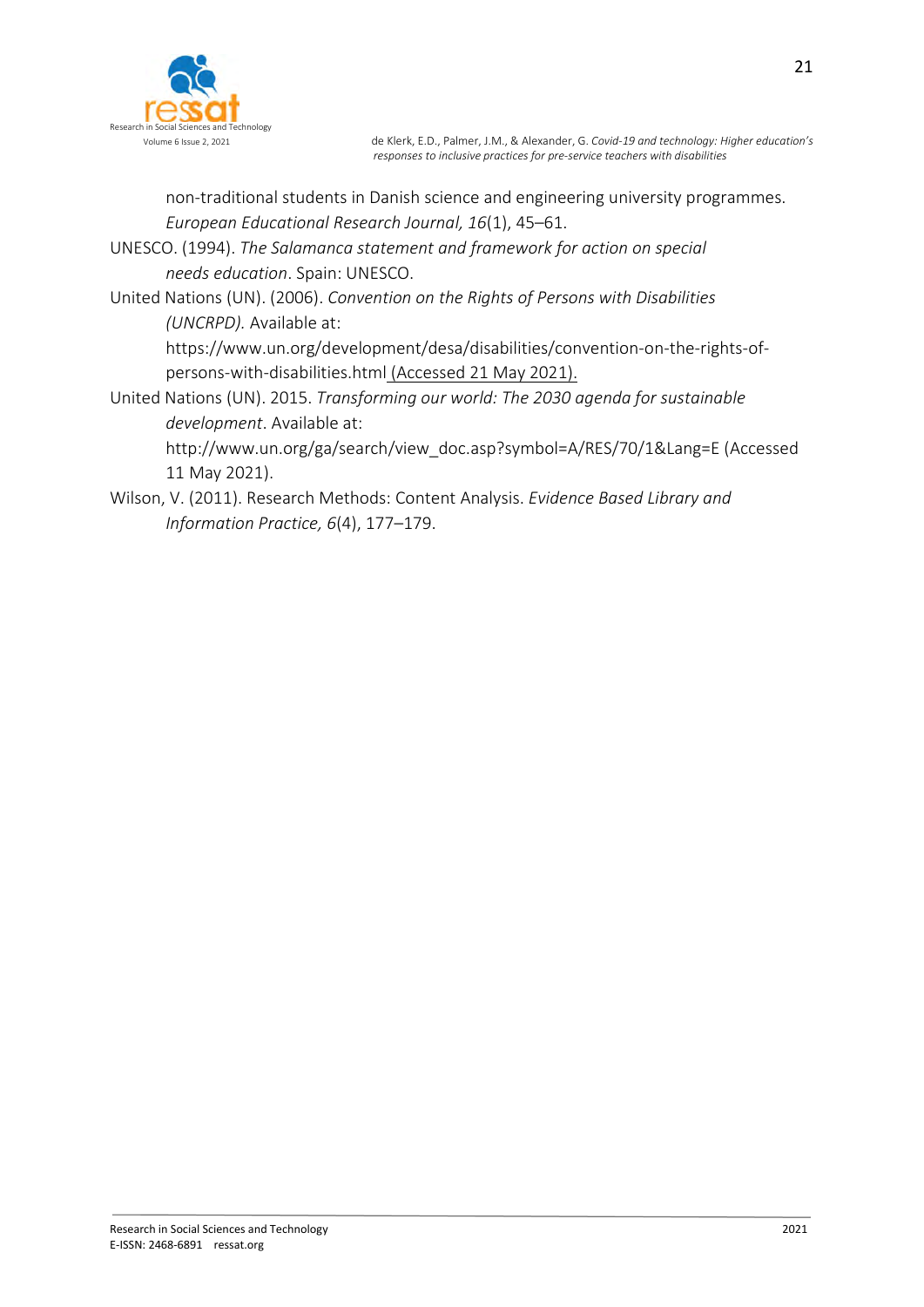non-traditional students in Danish science and engineering university programmes. *European Educational Research Journal, 16*(1), 45–61.

UNESCO. (1994). *The Salamanca statement and framework for action on special needs education*. Spain: UNESCO.

United Nations (UN). (2006). *Convention on the Rights of Persons with Disabilities (UNCRPD).* Available at: https://www.un.org/development/desa/disabilities/convention-on-the-rights-of-persons-with-disabilities.html (Accessed 21 May 2021).

United Nations (UN). 2015. *Transforming our world: The 2030 agenda for sustainable development*. Available at: http://www.un.org/ga/search/view_doc.asp?symbol=A/RES/70/1&Lang=E (Accessed 11 May 2021).

Wilson, V. (2011). Research Methods: Content Analysis. *Evidence Based Library and Information Practice, 6*(4), 177–179.